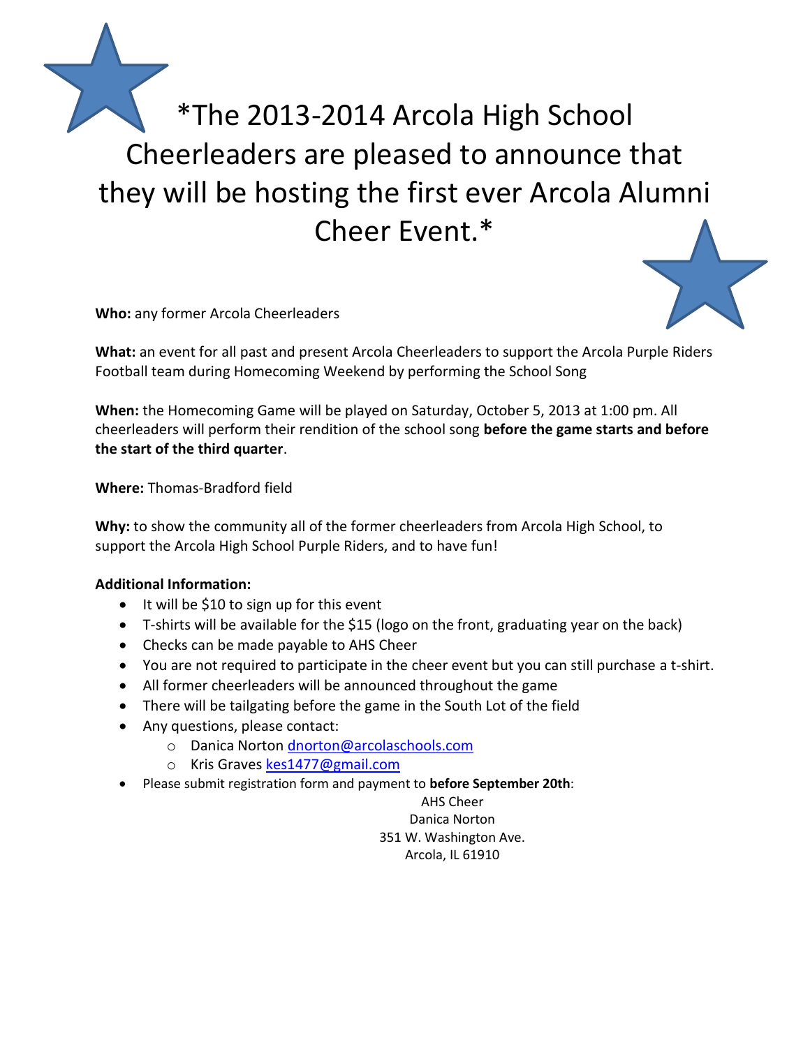# *The 2013-2014 Arcola High School Cheerleaders are pleased to announce that they will be hosting the first ever Arcola Alumni Cheer Event.*

**Who:** any former Arcola Cheerleaders

**What:** an event for all past and present Arcola Cheerleaders to support the Arcola Purple Riders Football team during Homecoming Weekend by performing the School Song

**When:** the Homecoming Game will be played on Saturday, October 5, 2013 at 1:00 pm. All cheerleaders will perform their rendition of the school song **before the game starts and before the start of the third quarter**.

**Where:** Thomas-Bradford field

**Why:** to show the community all of the former cheerleaders from Arcola High School, to support the Arcola High School Purple Riders, and to have fun!

**Additional Information:**

- It will be $10 to sign up for this event
- T-shirts will be available for the $15 (logo on the front, graduating year on the back)
- Checks can be made payable to AHS Cheer
- You are not required to participate in the cheer event but you can still purchase a t-shirt.
- All former cheerleaders will be announced throughout the game
- There will be tailgating before the game in the South Lot of the field
- Any questions, please contact:
  - Danica Norton dnorton@arcolaschools.com
  - Kris Graves kes1477@gmail.com
- Please submit registration form and payment to **before September 20th**:

AHS Cheer
Danica Norton
351 W. Washington Ave.
Arcola, IL 61910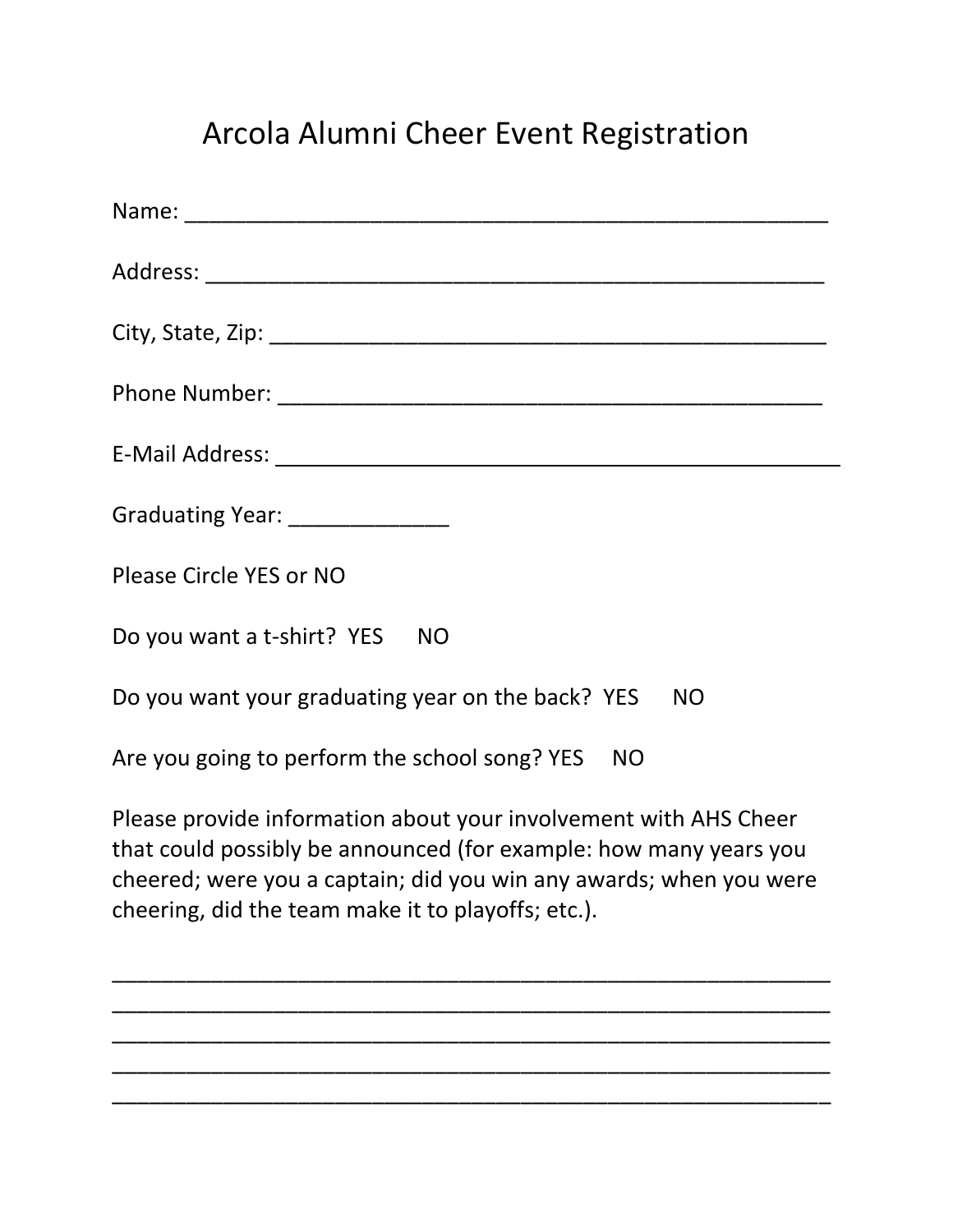# Arcola Alumni Cheer Event Registration

Name: ___________________________________________________

Address: _________________________________________________

City, State, Zip: ____________________________________________

Phone Number: ___________________________________________

E-Mail Address: ___________________________________________

Graduating Year: _____________

Please Circle YES or NO

Do you want a t-shirt? YES NO

Do you want your graduating year on the back? YES NO

Are you going to perform the school song? YES NO

Please provide information about your involvement with AHS Cheer that could possibly be announced (for example: how many years you cheered; were you a captain; did you win any awards; when you were cheering, did the team make it to playoffs; etc.).

_________________________________________________________
_________________________________________________________
_________________________________________________________
_________________________________________________________
_________________________________________________________